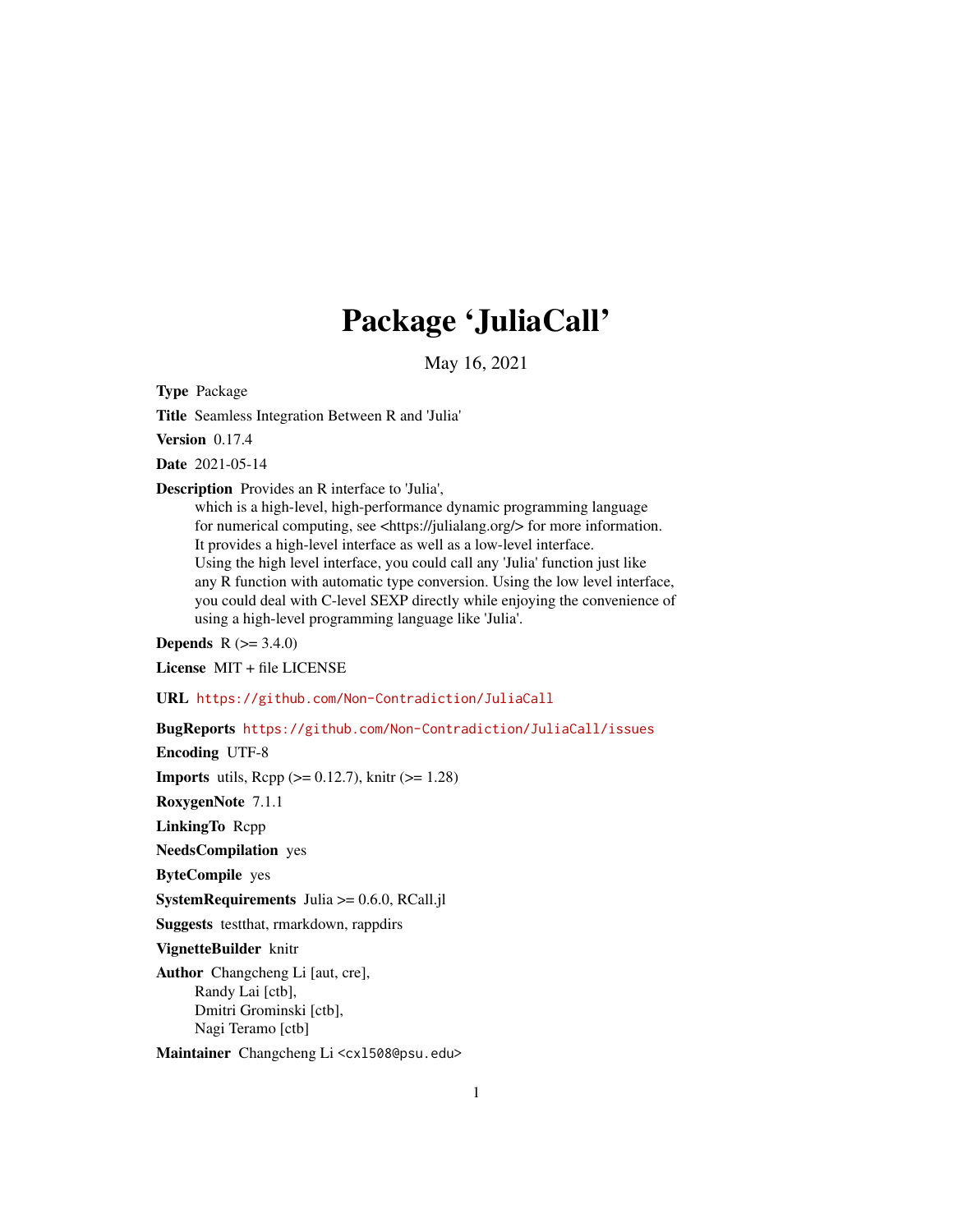# Package 'JuliaCall'

May 16, 2021

**Type** Package

**Title** Seamless Integration Between R and 'Julia'

**Version** 0.17.4

**Date** 2021-05-14

**Description** Provides an R interface to 'Julia',
which is a high-level, high-performance dynamic programming language
for numerical computing, see <https://julialang.org/> for more information.
It provides a high-level interface as well as a low-level interface.
Using the high level interface, you could call any 'Julia' function just like
any R function with automatic type conversion. Using the low level interface,
you could deal with C-level SEXP directly while enjoying the convenience of
using a high-level programming language like 'Julia'.

**Depends** R (>= 3.4.0)

**License** MIT + file LICENSE

**URL** https://github.com/Non-Contradiction/JuliaCall

**BugReports** https://github.com/Non-Contradiction/JuliaCall/issues

**Encoding** UTF-8

**Imports** utils, Rcpp (>= 0.12.7), knitr (>= 1.28)

**RoxygenNote** 7.1.1

**LinkingTo** Rcpp

**NeedsCompilation** yes

**ByteCompile** yes

**SystemRequirements** Julia >= 0.6.0, RCall.jl

**Suggests** testthat, rmarkdown, rappdirs

**VignetteBuilder** knitr

**Author** Changcheng Li [aut, cre],
Randy Lai [ctb],
Dmitri Grominski [ctb],
Nagi Teramo [ctb]

**Maintainer** Changcheng Li <cxl508@psu.edu>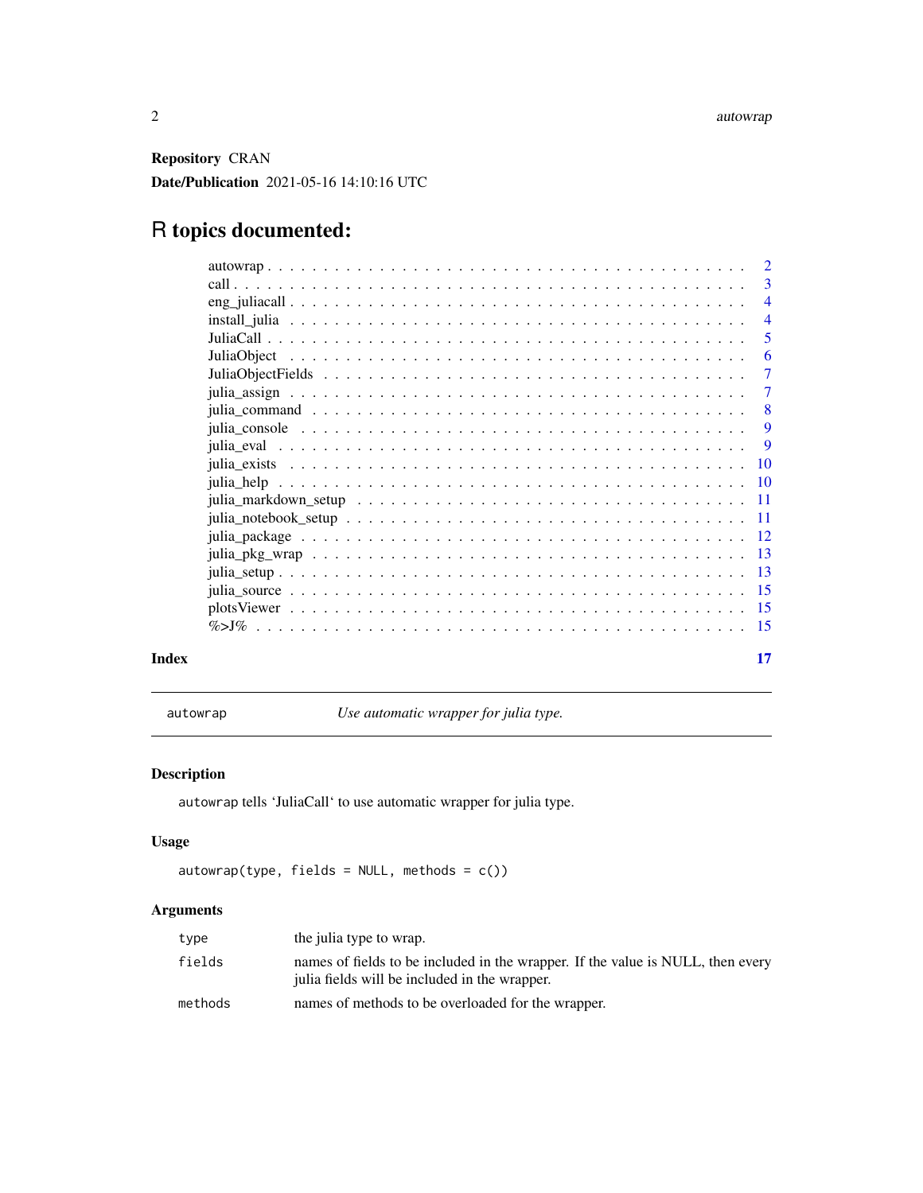**Repository** CRAN

**Date/Publication** 2021-05-16 14:10:16 UTC

# R topics documented:

| | |
|---|---|
| autowrap | 2 |
| call | 3 |
| eng_juliacall | 4 |
| install_julia | 4 |
| JuliaCall | 5 |
| JuliaObject | 6 |
| JuliaObjectFields | 7 |
| julia_assign | 7 |
| julia_command | 8 |
| julia_console | 9 |
| julia_eval | 9 |
| julia_exists | 10 |
| julia_help | 10 |
| julia_markdown_setup | 11 |
| julia_notebook_setup | 11 |
| julia_package | 12 |
| julia_pkg_wrap | 13 |
| julia_setup | 13 |
| julia_source | 15 |
| plotsViewer | 15 |
| %>J% | 15 |
| **Index** | **17** |

---

## autowrap — *Use automatic wrapper for julia type.*

### Description

autowrap tells 'JuliaCall' to use automatic wrapper for julia type.

### Usage

```
autowrap(type, fields = NULL, methods = c())
```

### Arguments

| | |
|---|---|
| type | the julia type to wrap. |
| fields | names of fields to be included in the wrapper. If the value is NULL, then every julia fields will be included in the wrapper. |
| methods | names of methods to be overloaded for the wrapper. |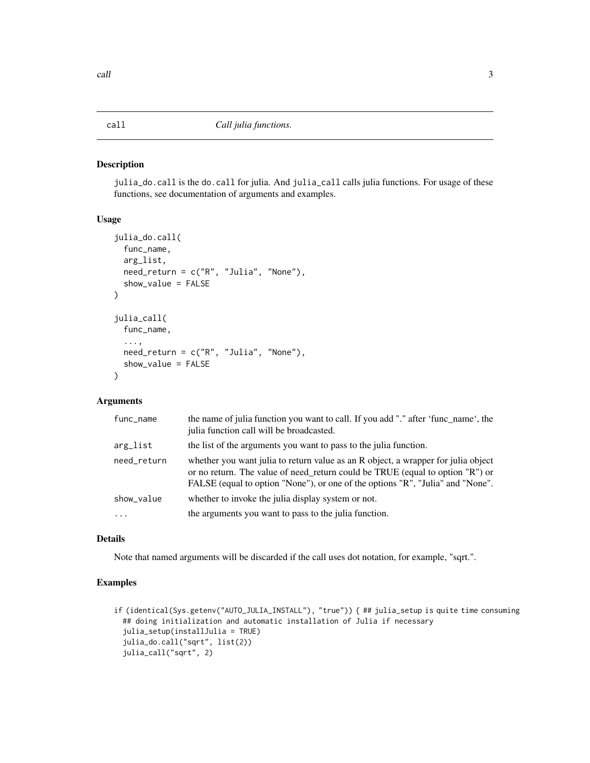call *Call julia functions.*

## Description

`julia_do.call` is the `do.call` for julia. And `julia_call` calls julia functions. For usage of these functions, see documentation of arguments and examples.

## Usage

```
julia_do.call(
  func_name,
  arg_list,
  need_return = c("R", "Julia", "None"),
  show_value = FALSE
)

julia_call(
  func_name,
  ...,
  need_return = c("R", "Julia", "None"),
  show_value = FALSE
)
```

## Arguments

| | |
|---|---|
| `func_name` | the name of julia function you want to call. If you add "." after 'func_name', the julia function call will be broadcasted. |
| `arg_list` | the list of the arguments you want to pass to the julia function. |
| `need_return` | whether you want julia to return value as an R object, a wrapper for julia object or no return. The value of need_return could be TRUE (equal to option "R") or FALSE (equal to option "None"), or one of the options "R", "Julia" and "None". |
| `show_value` | whether to invoke the julia display system or not. |
| `...` | the arguments you want to pass to the julia function. |

## Details

Note that named arguments will be discarded if the call uses dot notation, for example, "sqrt.".

## Examples

```
if (identical(Sys.getenv("AUTO_JULIA_INSTALL"), "true")) { ## julia_setup is quite time consuming
  ## doing initialization and automatic installation of Julia if necessary
  julia_setup(installJulia = TRUE)
  julia_do.call("sqrt", list(2))
  julia_call("sqrt", 2)
```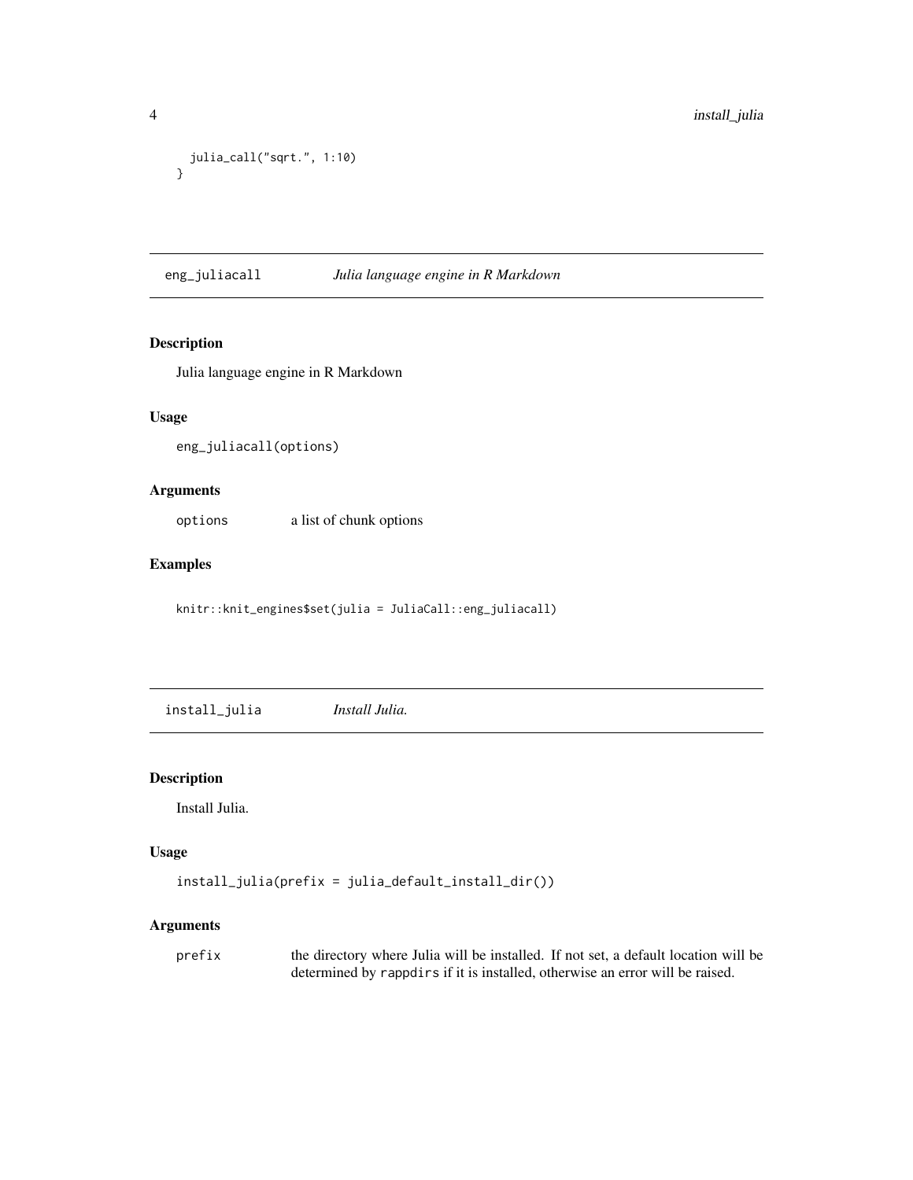```
  julia_call("sqrt.", 1:10)
}
```

## eng_juliacall — *Julia language engine in R Markdown*

### Description

Julia language engine in R Markdown

### Usage

```
eng_juliacall(options)
```

### Arguments

| | |
|---|---|
| options | a list of chunk options |

### Examples

```
knitr::knit_engines$set(julia = JuliaCall::eng_juliacall)
```

## install_julia — *Install Julia.*

### Description

Install Julia.

### Usage

```
install_julia(prefix = julia_default_install_dir())
```

### Arguments

| | |
|---|---|
| prefix | the directory where Julia will be installed. If not set, a default location will be determined by `rappdirs` if it is installed, otherwise an error will be raised. |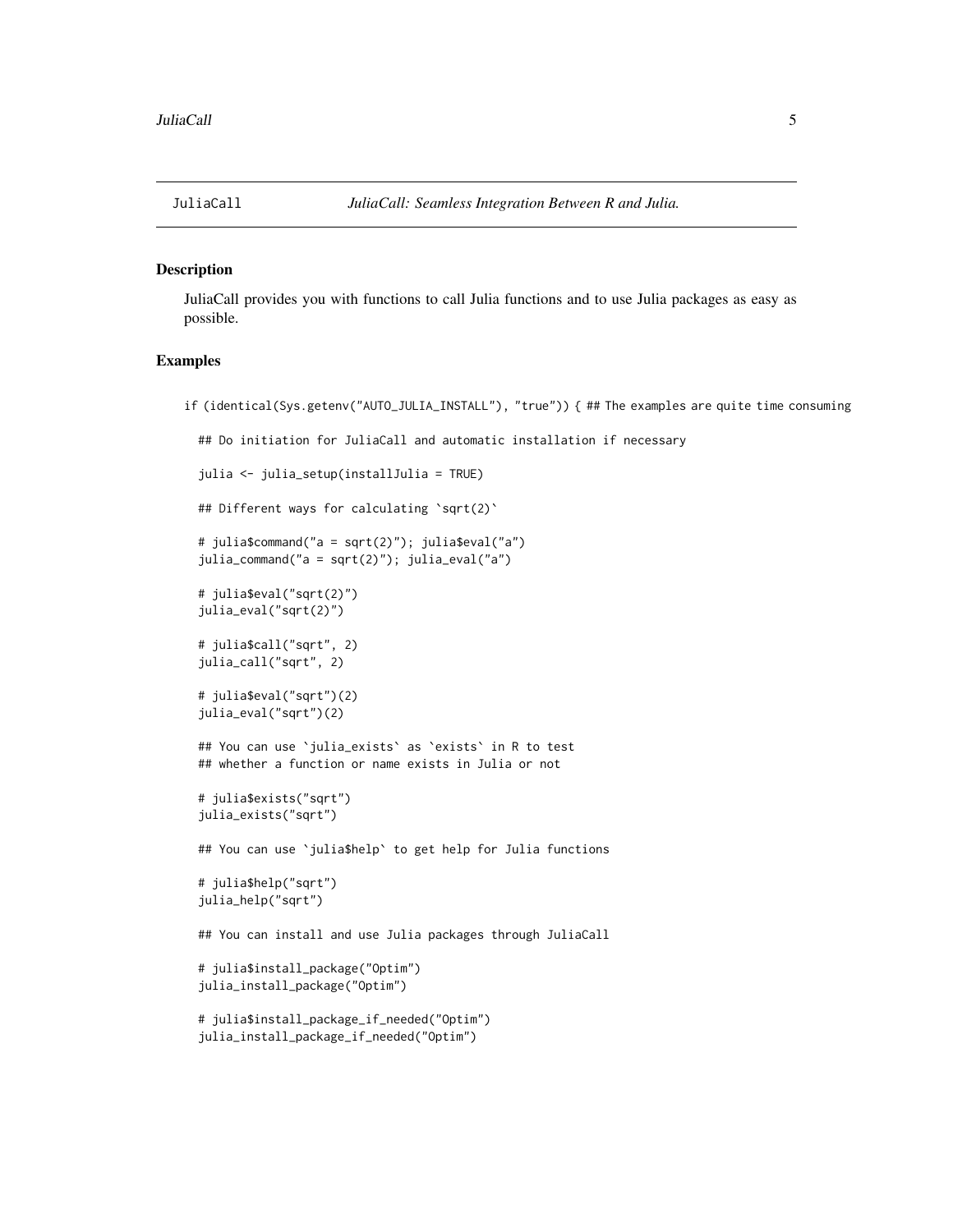## JuliaCall — *JuliaCall: Seamless Integration Between R and Julia.*

### Description

JuliaCall provides you with functions to call Julia functions and to use Julia packages as easy as possible.

### Examples

```
if (identical(Sys.getenv("AUTO_JULIA_INSTALL"), "true")) { ## The examples are quite time consuming

  ## Do initiation for JuliaCall and automatic installation if necessary

  julia <- julia_setup(installJulia = TRUE)

  ## Different ways for calculating `sqrt(2)`

  # julia$command("a = sqrt(2)"); julia$eval("a")
  julia_command("a = sqrt(2)"); julia_eval("a")

  # julia$eval("sqrt(2)")
  julia_eval("sqrt(2)")

  # julia$call("sqrt", 2)
  julia_call("sqrt", 2)

  # julia$eval("sqrt")(2)
  julia_eval("sqrt")(2)

  ## You can use `julia_exists` as `exists` in R to test
  ## whether a function or name exists in Julia or not

  # julia$exists("sqrt")
  julia_exists("sqrt")

  ## You can use `julia$help` to get help for Julia functions

  # julia$help("sqrt")
  julia_help("sqrt")

  ## You can install and use Julia packages through JuliaCall

  # julia$install_package("Optim")
  julia_install_package("Optim")

  # julia$install_package_if_needed("Optim")
  julia_install_package_if_needed("Optim")
```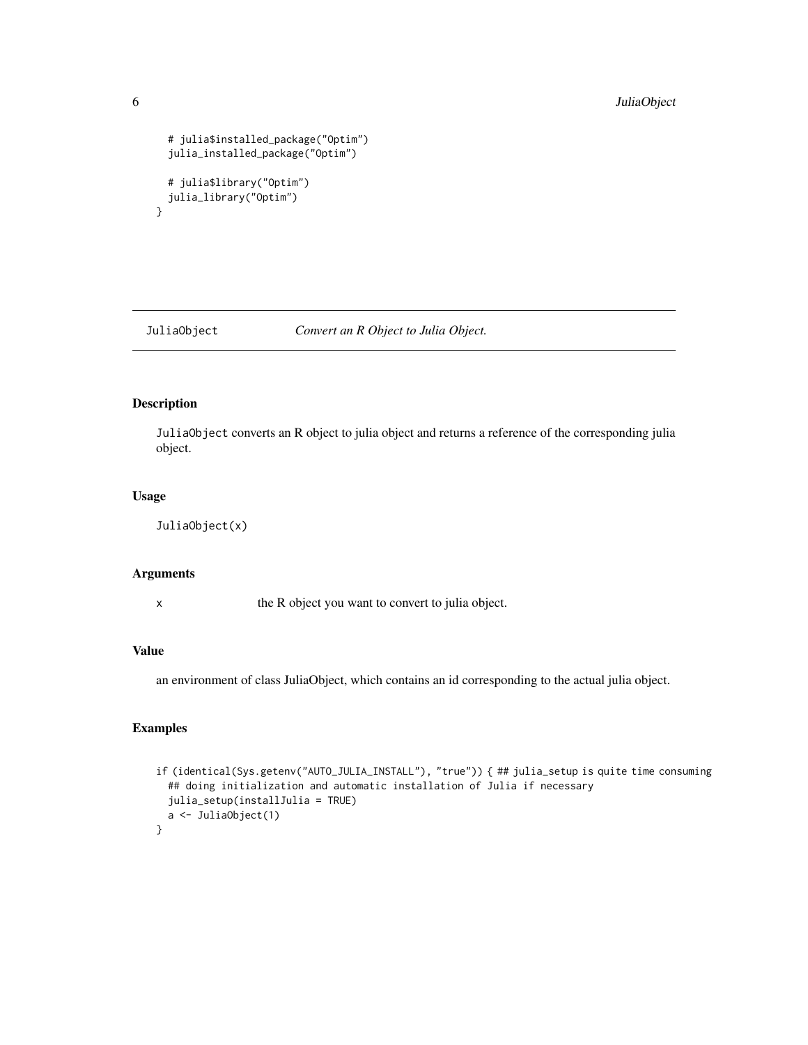```
  # julia$installed_package("Optim")
  julia_installed_package("Optim")

  # julia$library("Optim")
  julia_library("Optim")
}
```

## JuliaObject — *Convert an R Object to Julia Object.*

### Description

JuliaObject converts an R object to julia object and returns a reference of the corresponding julia object.

### Usage

```
JuliaObject(x)
```

### Arguments

| | |
|---|---|
| x | the R object you want to convert to julia object. |

### Value

an environment of class JuliaObject, which contains an id corresponding to the actual julia object.

### Examples

```
if (identical(Sys.getenv("AUTO_JULIA_INSTALL"), "true")) { ## julia_setup is quite time consuming
  ## doing initialization and automatic installation of Julia if necessary
  julia_setup(installJulia = TRUE)
  a <- JuliaObject(1)
}
```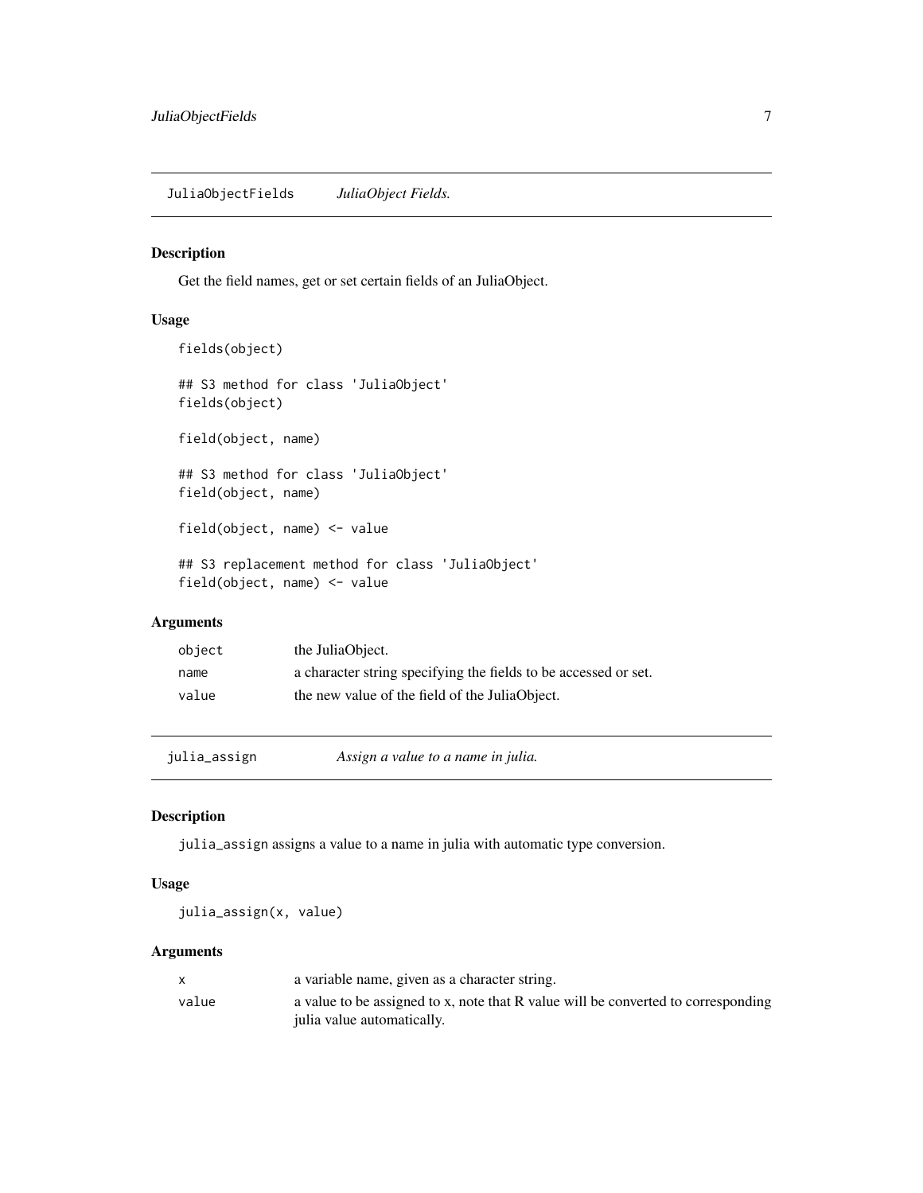## JuliaObjectFields *JuliaObject Fields.*

### Description

Get the field names, get or set certain fields of an JuliaObject.

### Usage

```
fields(object)

## S3 method for class 'JuliaObject'
fields(object)

field(object, name)

## S3 method for class 'JuliaObject'
field(object, name)

field(object, name) <- value

## S3 replacement method for class 'JuliaObject'
field(object, name) <- value
```

### Arguments

| | |
|---|---|
| object | the JuliaObject. |
| name | a character string specifying the fields to be accessed or set. |
| value | the new value of the field of the JuliaObject. |

## julia_assign *Assign a value to a name in julia.*

### Description

julia_assign assigns a value to a name in julia with automatic type conversion.

### Usage

```
julia_assign(x, value)
```

### Arguments

| | |
|---|---|
| x | a variable name, given as a character string. |
| value | a value to be assigned to x, note that R value will be converted to corresponding julia value automatically. |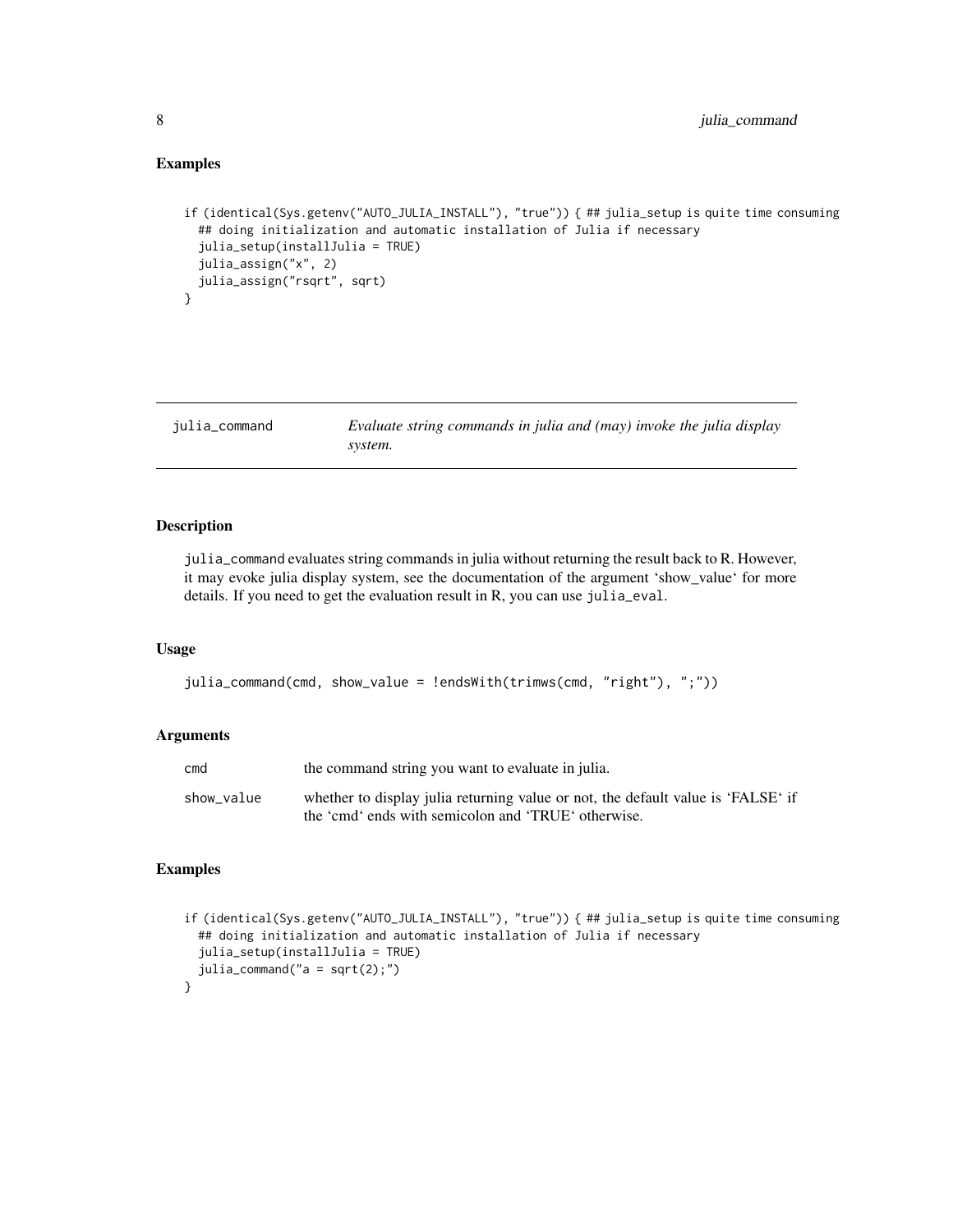## Examples

```
if (identical(Sys.getenv("AUTO_JULIA_INSTALL"), "true")) { ## julia_setup is quite time consuming
  ## doing initialization and automatic installation of Julia if necessary
  julia_setup(installJulia = TRUE)
  julia_assign("x", 2)
  julia_assign("rsqrt", sqrt)
}
```

---

# julia_command — *Evaluate string commands in julia and (may) invoke the julia display system.*

---

## Description

`julia_command` evaluates string commands in julia without returning the result back to R. However, it may evoke julia display system, see the documentation of the argument 'show_value' for more details. If you need to get the evaluation result in R, you can use `julia_eval`.

## Usage

```
julia_command(cmd, show_value = !endsWith(trimws(cmd, "right"), ";"))
```

## Arguments

| | |
|---|---|
| `cmd` | the command string you want to evaluate in julia. |
| `show_value` | whether to display julia returning value or not, the default value is 'FALSE' if the 'cmd' ends with semicolon and 'TRUE' otherwise. |

## Examples

```
if (identical(Sys.getenv("AUTO_JULIA_INSTALL"), "true")) { ## julia_setup is quite time consuming
  ## doing initialization and automatic installation of Julia if necessary
  julia_setup(installJulia = TRUE)
  julia_command("a = sqrt(2);")
}
```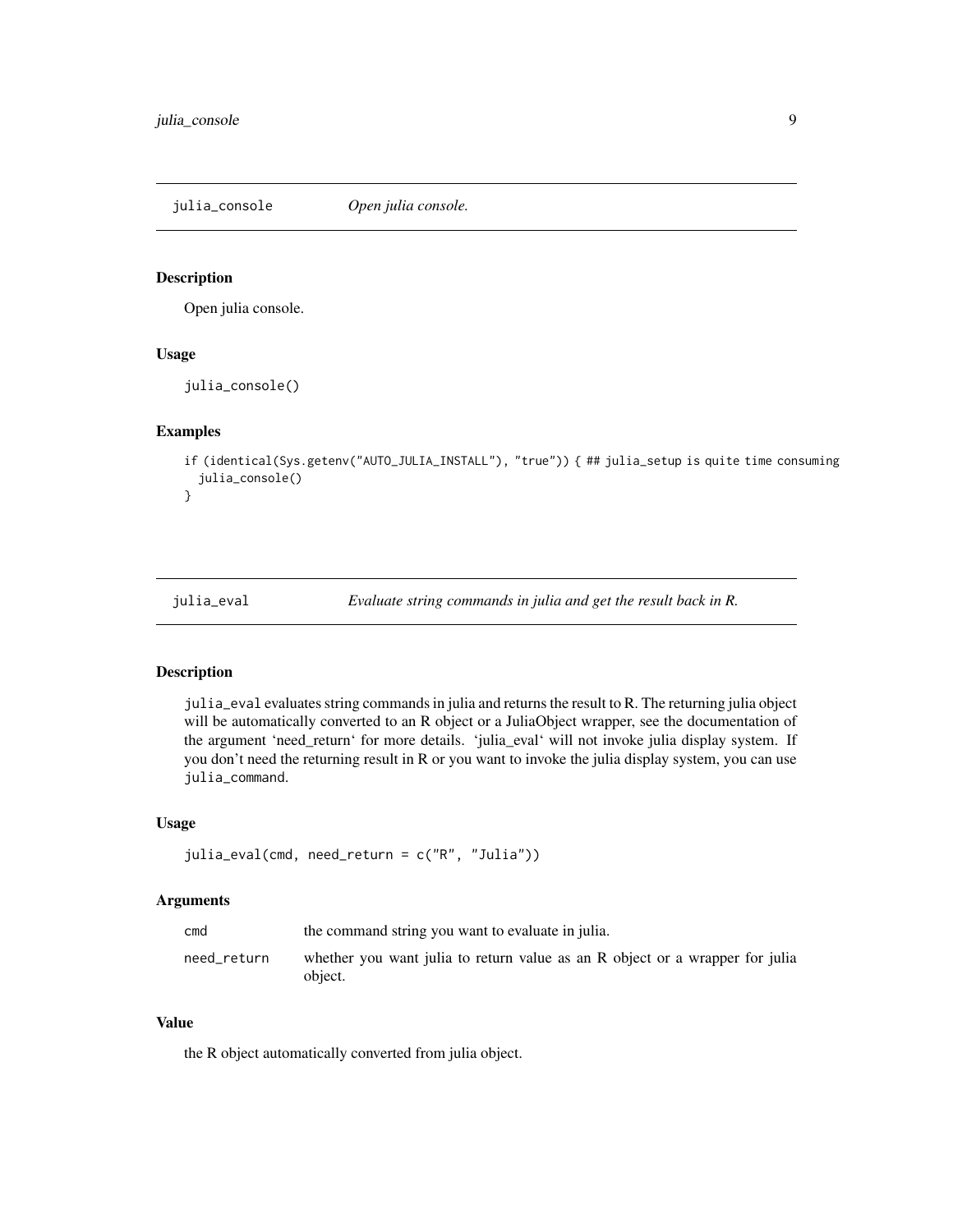## julia_console — *Open julia console.*

### Description

Open julia console.

### Usage

```
julia_console()
```

### Examples

```
if (identical(Sys.getenv("AUTO_JULIA_INSTALL"), "true")) { ## julia_setup is quite time consuming
  julia_console()
}
```

## julia_eval — *Evaluate string commands in julia and get the result back in R.*

### Description

`julia_eval` evaluates string commands in julia and returns the result to R. The returning julia object will be automatically converted to an R object or a JuliaObject wrapper, see the documentation of the argument 'need_return' for more details. 'julia_eval' will not invoke julia display system. If you don't need the returning result in R or you want to invoke the julia display system, you can use `julia_command`.

### Usage

```
julia_eval(cmd, need_return = c("R", "Julia"))
```

### Arguments

| | |
|---|---|
| `cmd` | the command string you want to evaluate in julia. |
| `need_return` | whether you want julia to return value as an R object or a wrapper for julia object. |

### Value

the R object automatically converted from julia object.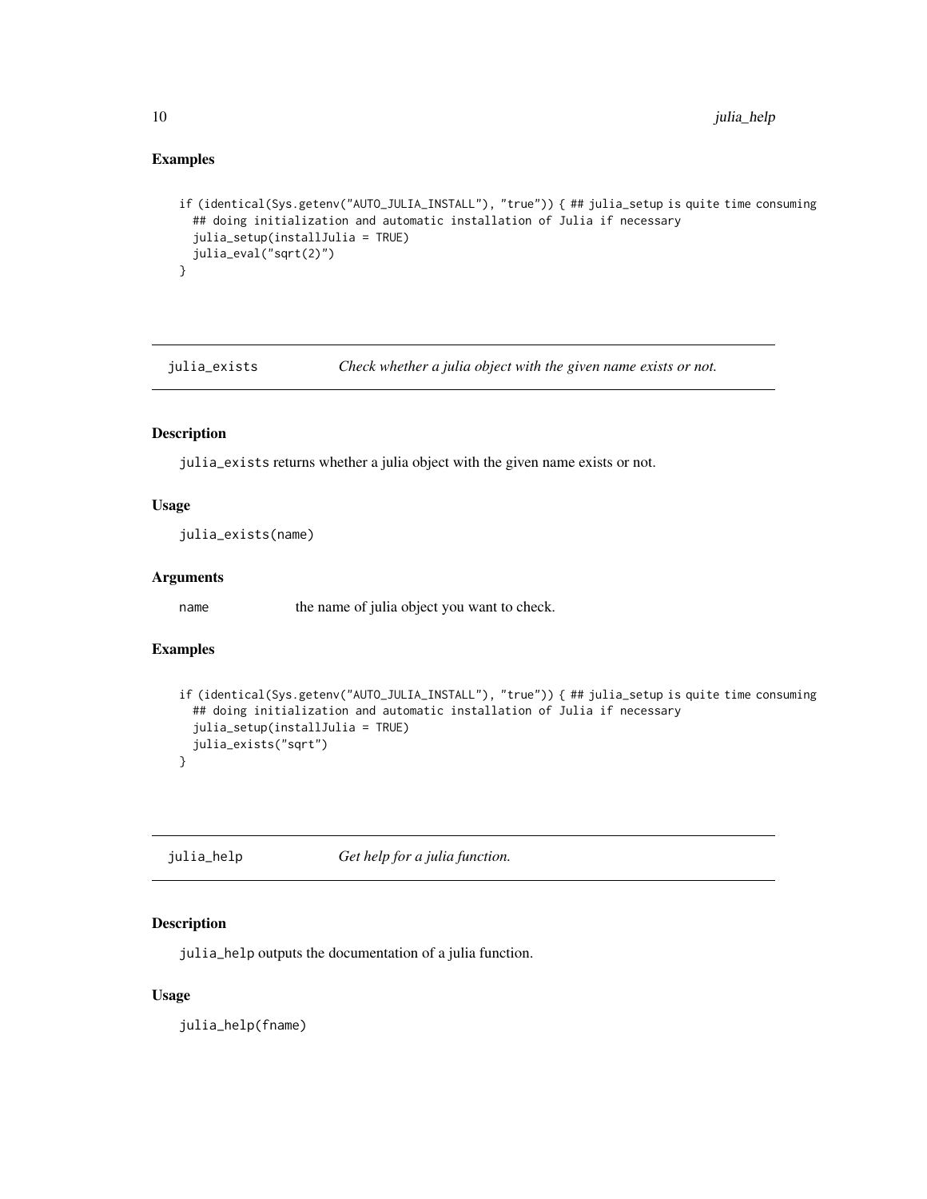### Examples

```
if (identical(Sys.getenv("AUTO_JULIA_INSTALL"), "true")) { ## julia_setup is quite time consuming
  ## doing initialization and automatic installation of Julia if necessary
  julia_setup(installJulia = TRUE)
  julia_eval("sqrt(2)")
}
```

## julia_exists — *Check whether a julia object with the given name exists or not.*

### Description

julia_exists returns whether a julia object with the given name exists or not.

### Usage

```
julia_exists(name)
```

### Arguments

| | |
|---|---|
| name | the name of julia object you want to check. |

### Examples

```
if (identical(Sys.getenv("AUTO_JULIA_INSTALL"), "true")) { ## julia_setup is quite time consuming
  ## doing initialization and automatic installation of Julia if necessary
  julia_setup(installJulia = TRUE)
  julia_exists("sqrt")
}
```

## julia_help — *Get help for a julia function.*

### Description

julia_help outputs the documentation of a julia function.

### Usage

```
julia_help(fname)
```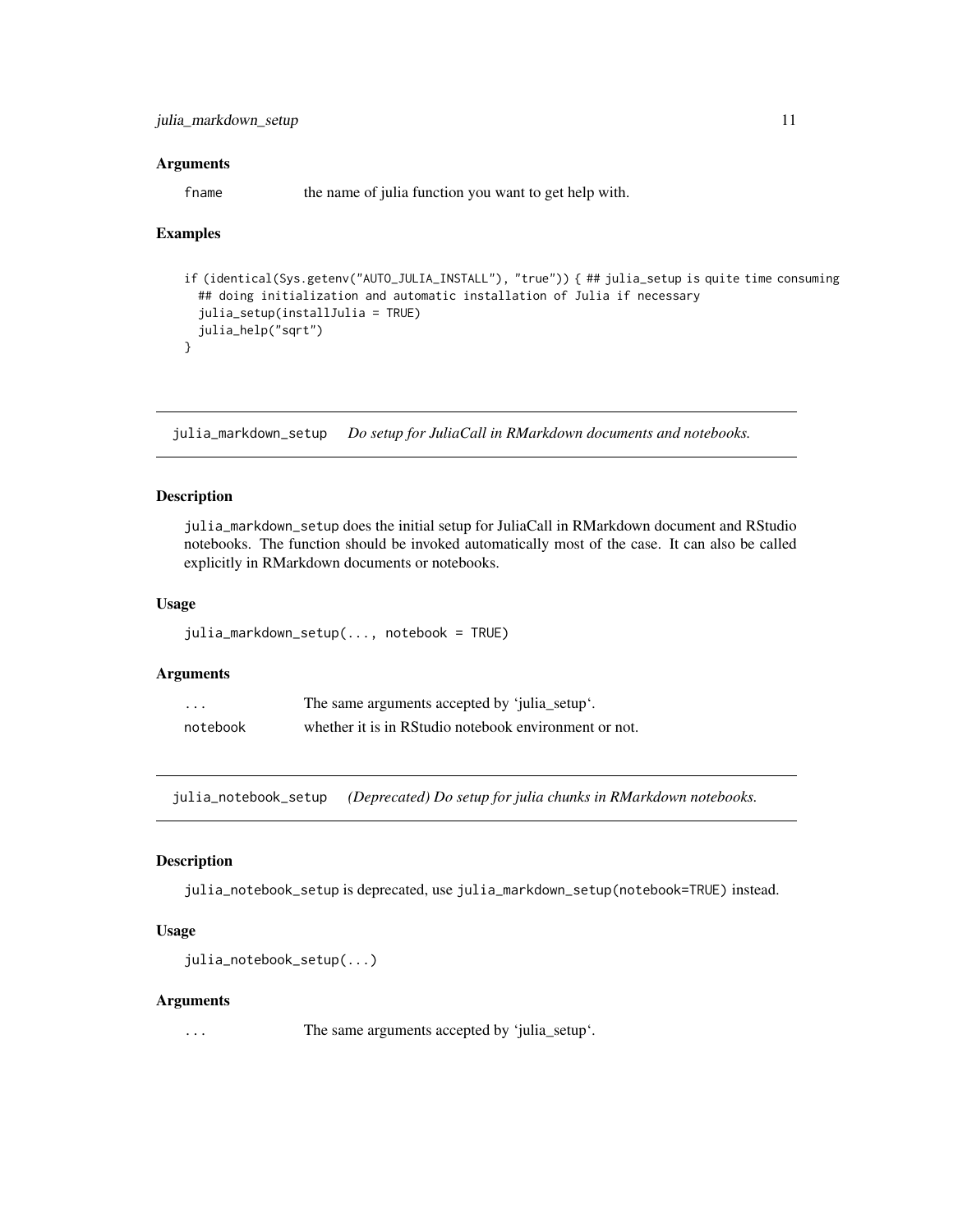### Arguments

| | |
|---|---|
| fname | the name of julia function you want to get help with. |

### Examples

```
if (identical(Sys.getenv("AUTO_JULIA_INSTALL"), "true")) { ## julia_setup is quite time consuming
  ## doing initialization and automatic installation of Julia if necessary
  julia_setup(installJulia = TRUE)
  julia_help("sqrt")
}
```

---

## julia_markdown_setup *Do setup for JuliaCall in RMarkdown documents and notebooks.*

### Description

`julia_markdown_setup` does the initial setup for JuliaCall in RMarkdown document and RStudio notebooks. The function should be invoked automatically most of the case. It can also be called explicitly in RMarkdown documents or notebooks.

### Usage

```
julia_markdown_setup(..., notebook = TRUE)
```

### Arguments

| | |
|---|---|
| ... | The same arguments accepted by 'julia_setup'. |
| notebook | whether it is in RStudio notebook environment or not. |

---

## julia_notebook_setup *(Deprecated) Do setup for julia chunks in RMarkdown notebooks.*

### Description

`julia_notebook_setup` is deprecated, use `julia_markdown_setup(notebook=TRUE)` instead.

### Usage

```
julia_notebook_setup(...)
```

### Arguments

| | |
|---|---|
| ... | The same arguments accepted by 'julia_setup'. |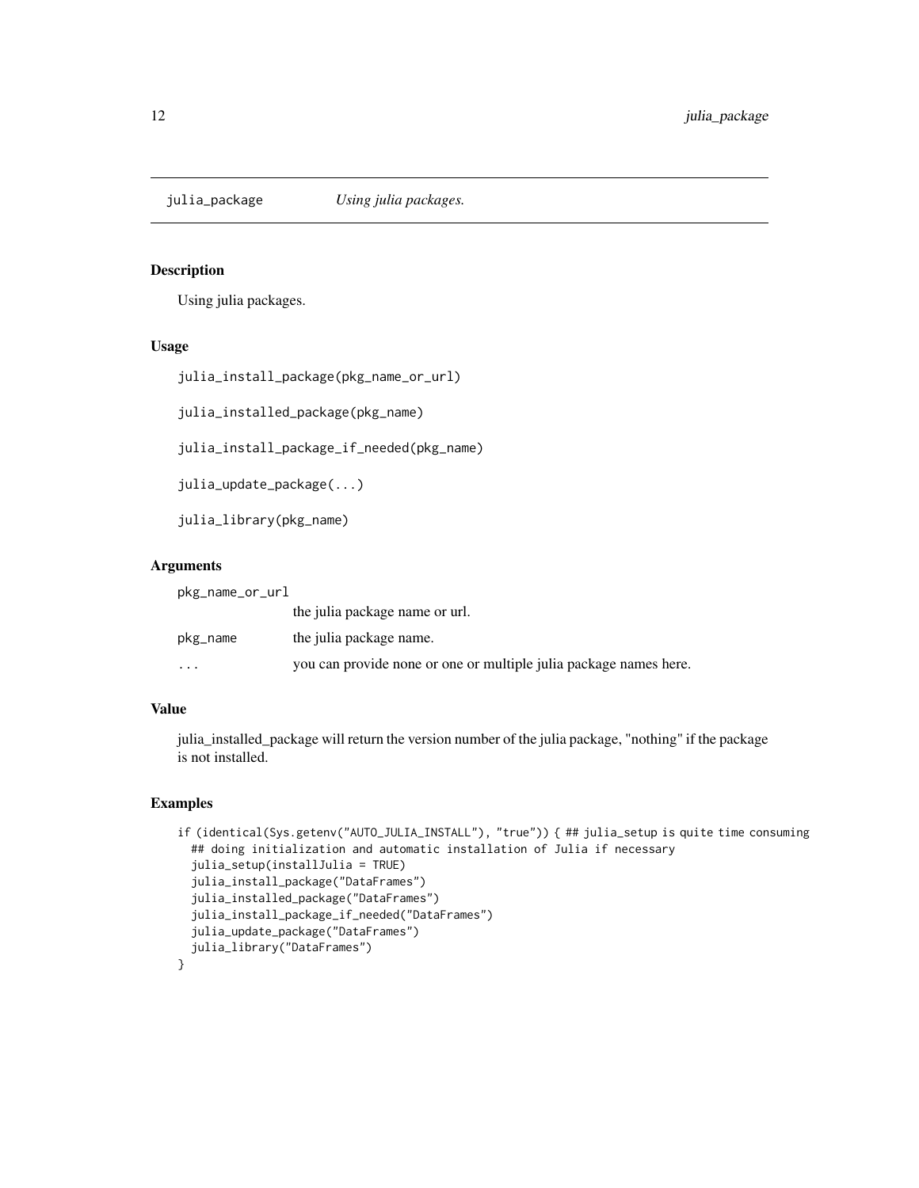julia_package *Using julia packages.*

## Description

Using julia packages.

## Usage

```
julia_install_package(pkg_name_or_url)

julia_installed_package(pkg_name)

julia_install_package_if_needed(pkg_name)

julia_update_package(...)

julia_library(pkg_name)
```

## Arguments

| | |
|---|---|
| pkg_name_or_url | the julia package name or url. |
| pkg_name | the julia package name. |
| ... | you can provide none or one or multiple julia package names here. |

## Value

julia_installed_package will return the version number of the julia package, "nothing" if the package is not installed.

## Examples

```
if (identical(Sys.getenv("AUTO_JULIA_INSTALL"), "true")) { ## julia_setup is quite time consuming
  ## doing initialization and automatic installation of Julia if necessary
  julia_setup(installJulia = TRUE)
  julia_install_package("DataFrames")
  julia_installed_package("DataFrames")
  julia_install_package_if_needed("DataFrames")
  julia_update_package("DataFrames")
  julia_library("DataFrames")
}
```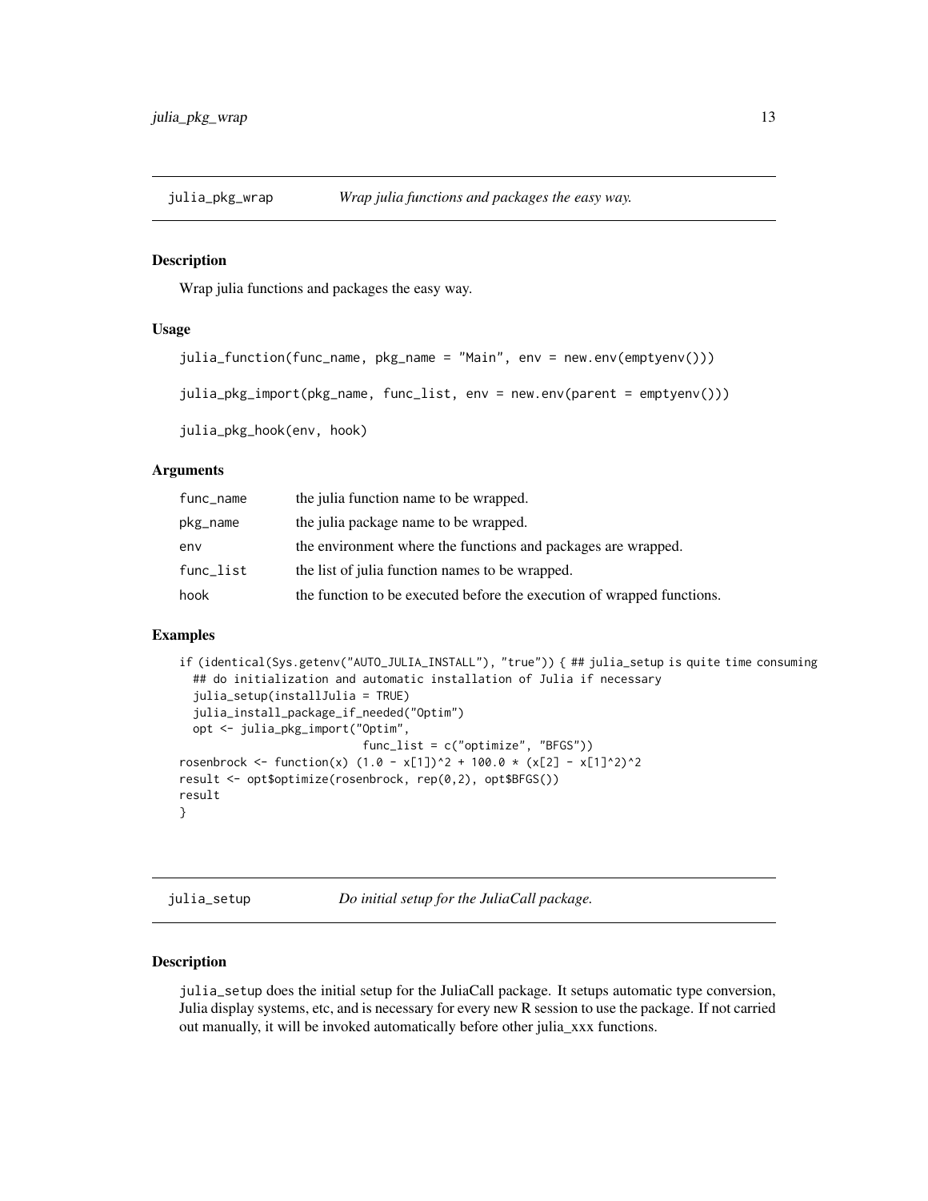## julia_pkg_wrap — *Wrap julia functions and packages the easy way.*

### Description

Wrap julia functions and packages the easy way.

### Usage

```
julia_function(func_name, pkg_name = "Main", env = new.env(emptyenv()))

julia_pkg_import(pkg_name, func_list, env = new.env(parent = emptyenv()))

julia_pkg_hook(env, hook)
```

### Arguments

| | |
|---|---|
| func_name | the julia function name to be wrapped. |
| pkg_name | the julia package name to be wrapped. |
| env | the environment where the functions and packages are wrapped. |
| func_list | the list of julia function names to be wrapped. |
| hook | the function to be executed before the execution of wrapped functions. |

### Examples

```
if (identical(Sys.getenv("AUTO_JULIA_INSTALL"), "true")) { ## julia_setup is quite time consuming
  ## do initialization and automatic installation of Julia if necessary
  julia_setup(installJulia = TRUE)
  julia_install_package_if_needed("Optim")
  opt <- julia_pkg_import("Optim",
                          func_list = c("optimize", "BFGS"))
rosenbrock <- function(x) (1.0 - x[1])^2 + 100.0 * (x[2] - x[1]^2)^2
result <- opt$optimize(rosenbrock, rep(0,2), opt$BFGS())
result
}
```

## julia_setup — *Do initial setup for the JuliaCall package.*

### Description

julia_setup does the initial setup for the JuliaCall package. It setups automatic type conversion, Julia display systems, etc, and is necessary for every new R session to use the package. If not carried out manually, it will be invoked automatically before other julia_xxx functions.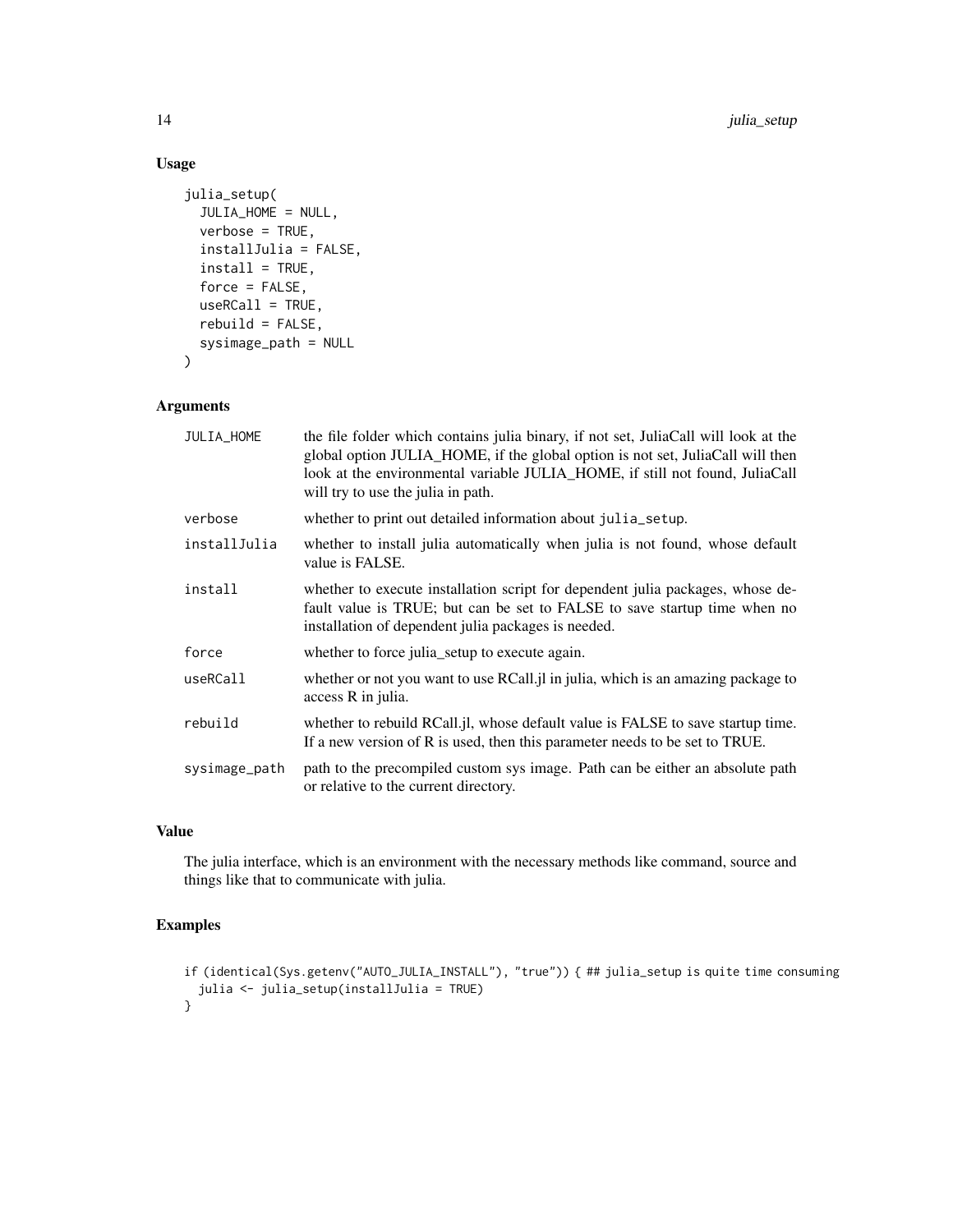## Usage

```
julia_setup(
  JULIA_HOME = NULL,
  verbose = TRUE,
  installJulia = FALSE,
  install = TRUE,
  force = FALSE,
  useRCall = TRUE,
  rebuild = FALSE,
  sysimage_path = NULL
)
```

## Arguments

| | |
|---|---|
| `JULIA_HOME` | the file folder which contains julia binary, if not set, JuliaCall will look at the global option JULIA_HOME, if the global option is not set, JuliaCall will then look at the environmental variable JULIA_HOME, if still not found, JuliaCall will try to use the julia in path. |
| `verbose` | whether to print out detailed information about `julia_setup`. |
| `installJulia` | whether to install julia automatically when julia is not found, whose default value is FALSE. |
| `install` | whether to execute installation script for dependent julia packages, whose default value is TRUE; but can be set to FALSE to save startup time when no installation of dependent julia packages is needed. |
| `force` | whether to force julia_setup to execute again. |
| `useRCall` | whether or not you want to use RCall.jl in julia, which is an amazing package to access R in julia. |
| `rebuild` | whether to rebuild RCall.jl, whose default value is FALSE to save startup time. If a new version of R is used, then this parameter needs to be set to TRUE. |
| `sysimage_path` | path to the precompiled custom sys image. Path can be either an absolute path or relative to the current directory. |

## Value

The julia interface, which is an environment with the necessary methods like command, source and things like that to communicate with julia.

## Examples

```
if (identical(Sys.getenv("AUTO_JULIA_INSTALL"), "true")) { ## julia_setup is quite time consuming
  julia <- julia_setup(installJulia = TRUE)
}
```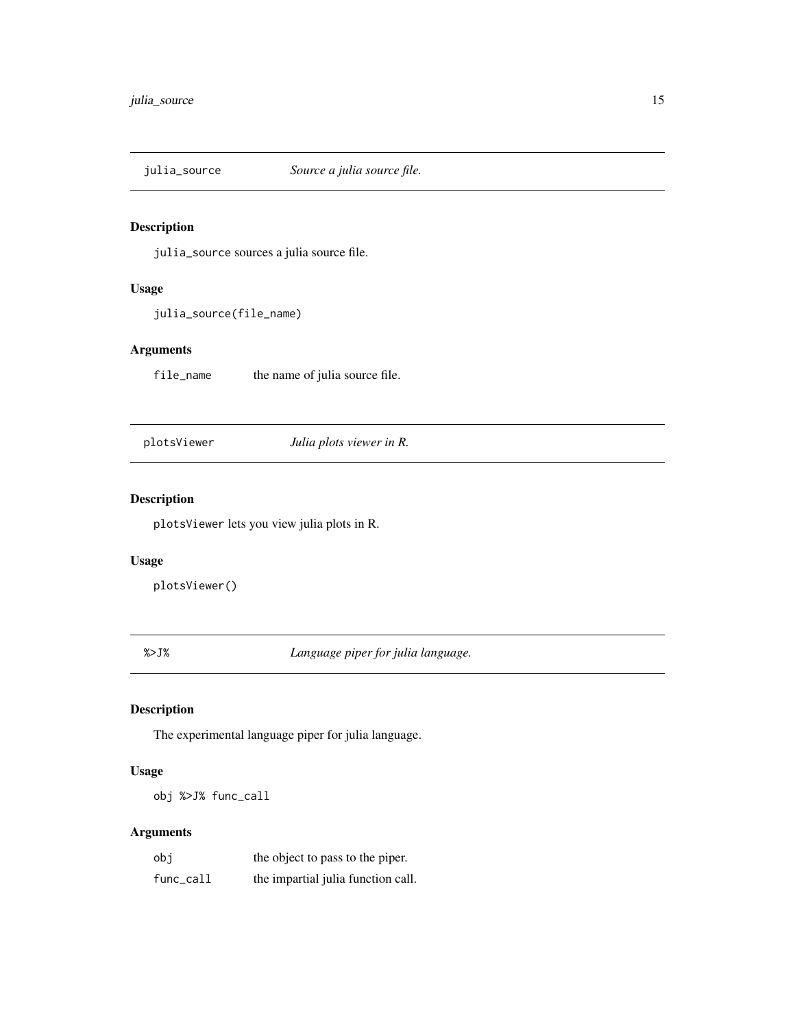## julia_source — *Source a julia source file.*

### Description

`julia_source` sources a julia source file.

### Usage

```
julia_source(file_name)
```

### Arguments

| | |
|---|---|
| `file_name` | the name of julia source file. |

## plotsViewer — *Julia plots viewer in R.*

### Description

`plotsViewer` lets you view julia plots in R.

### Usage

```
plotsViewer()
```

## %>J% — *Language piper for julia language.*

### Description

The experimental language piper for julia language.

### Usage

```
obj %>J% func_call
```

### Arguments

| | |
|---|---|
| `obj` | the object to pass to the piper. |
| `func_call` | the impartial julia function call. |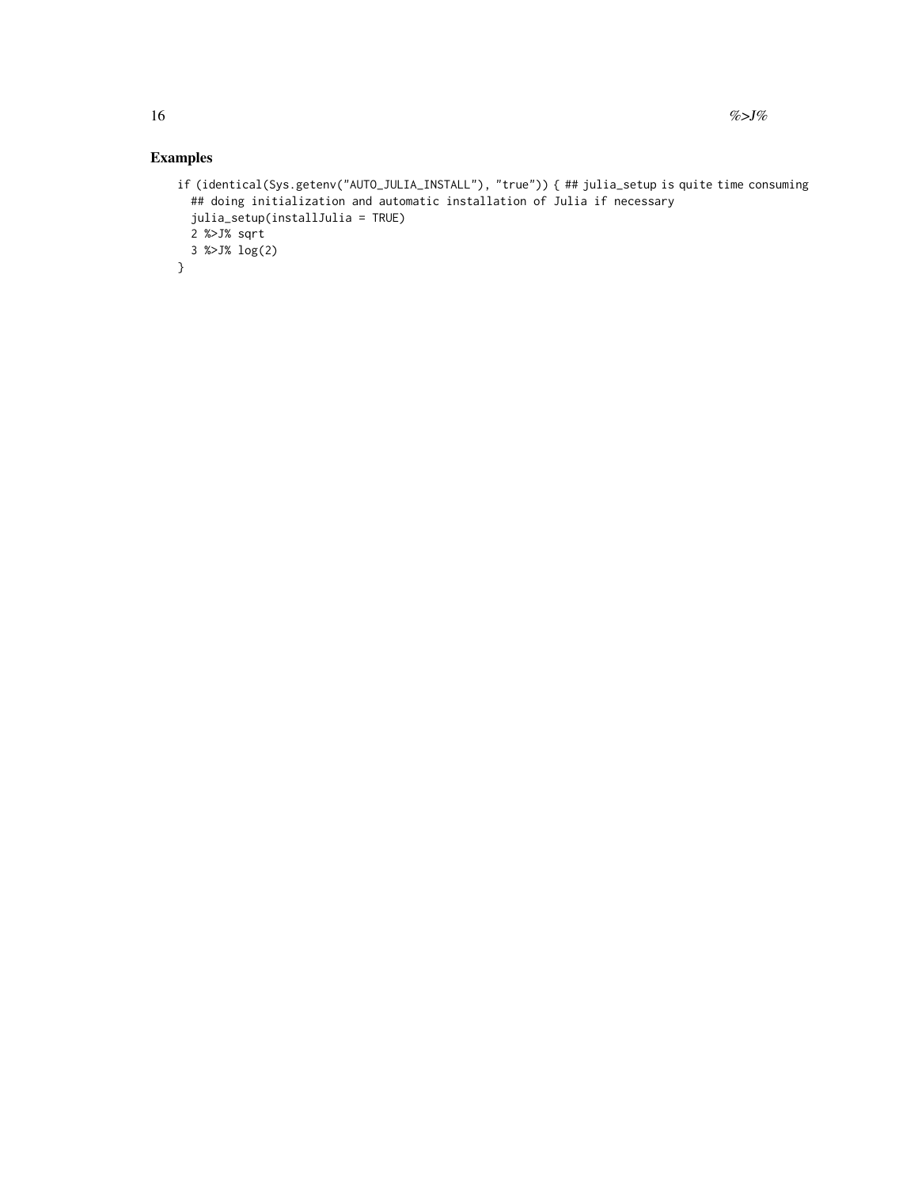## Examples

```
if (identical(Sys.getenv("AUTO_JULIA_INSTALL"), "true")) { ## julia_setup is quite time consuming
  ## doing initialization and automatic installation of Julia if necessary
  julia_setup(installJulia = TRUE)
  2 %>J% sqrt
  3 %>J% log(2)
}
```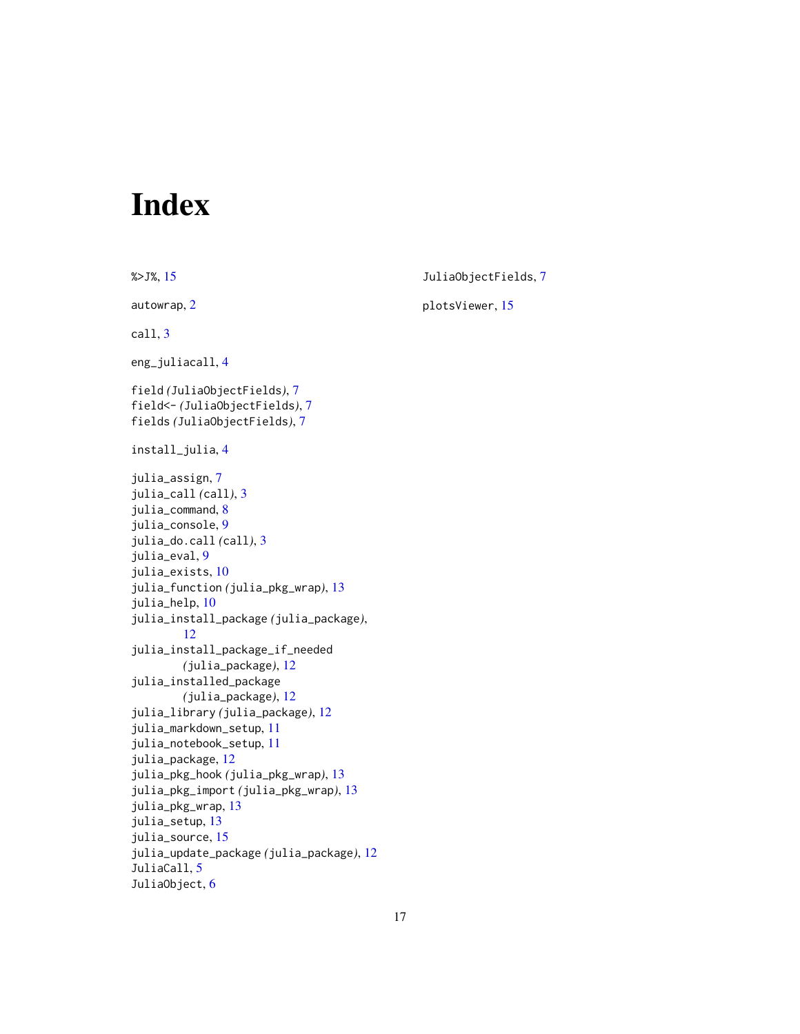# Index

%>J%, 15

autowrap, 2

call, 3

eng_juliacall, 4

field (JuliaObjectFields), 7
field<- (JuliaObjectFields), 7
fields (JuliaObjectFields), 7

install_julia, 4

julia_assign, 7
julia_call (call), 3
julia_command, 8
julia_console, 9
julia_do.call (call), 3
julia_eval, 9
julia_exists, 10
julia_function (julia_pkg_wrap), 13
julia_help, 10
julia_install_package (julia_package), 12
julia_install_package_if_needed (julia_package), 12
julia_installed_package (julia_package), 12
julia_library (julia_package), 12
julia_markdown_setup, 11
julia_notebook_setup, 11
julia_package, 12
julia_pkg_hook (julia_pkg_wrap), 13
julia_pkg_import (julia_pkg_wrap), 13
julia_pkg_wrap, 13
julia_setup, 13
julia_source, 15
julia_update_package (julia_package), 12
JuliaCall, 5
JuliaObject, 6
JuliaObjectFields, 7

plotsViewer, 15